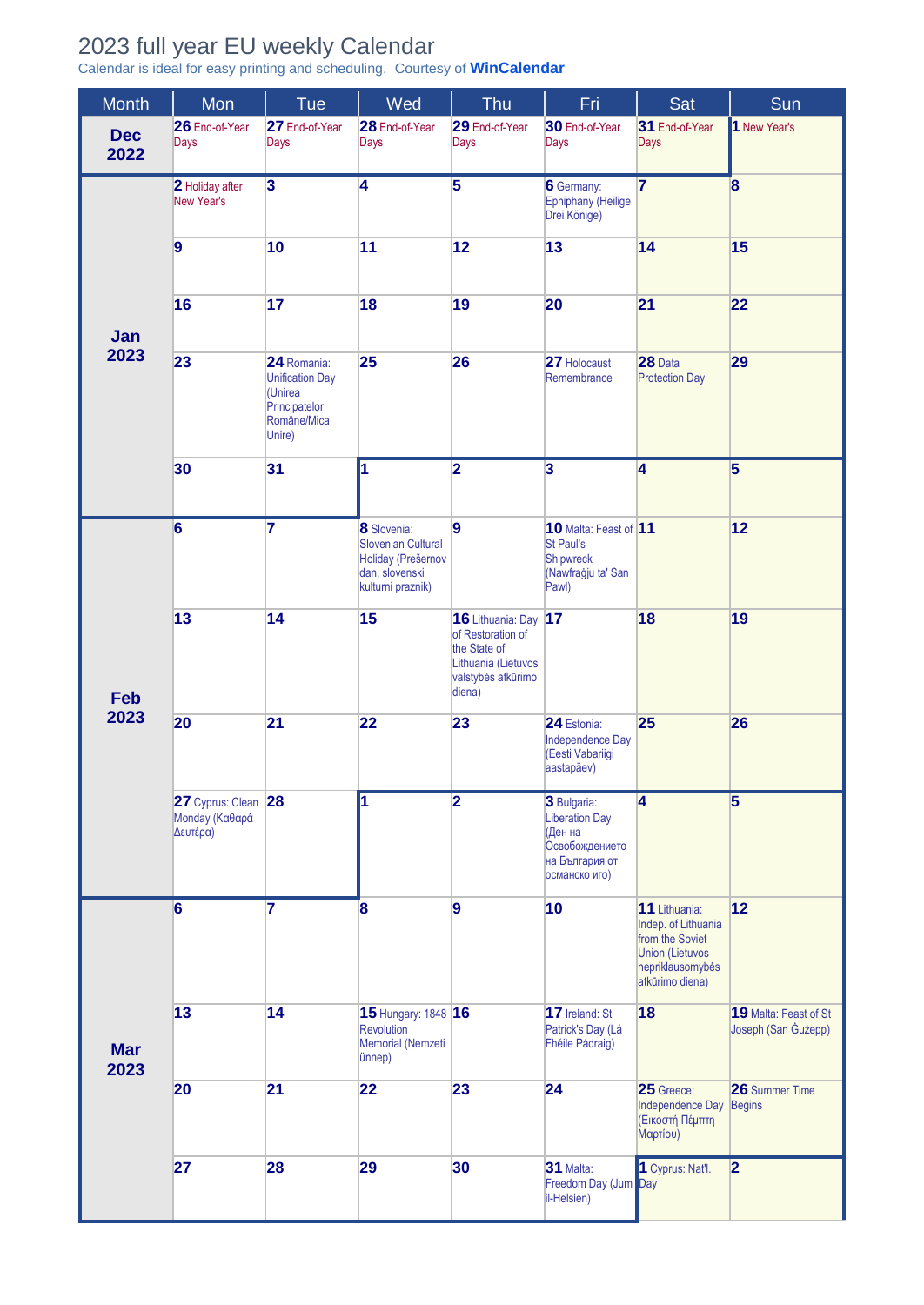# 2023 full year EU weekly Calendar

Calendar is ideal for easy printing and scheduling. Courtesy of **WinCalendar**

| Month | Mon | Tue | Wed | Thu | Fri | Sat | Sun |
| --- | --- | --- | --- | --- | --- | --- | --- |
| **Dec 2022** | **26** End-of-Year Days | **27** End-of-Year Days | **28** End-of-Year Days | **29** End-of-Year Days | **30** End-of-Year Days | **31** End-of-Year Days | **1** New Year's |
| **Jan 2023** | **2** Holiday after New Year's | **3** | **4** | **5** | **6** Germany: Ephiphany (Heilige Drei Könige) | **7** | **8** |
| | **9** | **10** | **11** | **12** | **13** | **14** | **15** |
| | **16** | **17** | **18** | **19** | **20** | **21** | **22** |
| | **23** | **24** Romania: Unification Day (Unirea Principatelor Române/Mica Unire) | **25** | **26** | **27** Holocaust Remembrance | **28** Data Protection Day | **29** |
| | **30** | **31** | **1** | **2** | **3** | **4** | **5** |
| **Feb 2023** | **6** | **7** | **8** Slovenia: Slovenian Cultural Holiday (Prešernov dan, slovenski kulturni praznik) | **9** | **10** Malta: Feast of St Paul's Shipwreck (Nawfraġju ta' San Pawl) | **11** | **12** |
| | **13** | **14** | **15** | **16** Lithuania: Day of Restoration of the State of Lithuania (Lietuvos valstybės atkūrimo diena) | **17** | **18** | **19** |
| | **20** | **21** | **22** | **23** | **24** Estonia: Independence Day (Eesti Vabariigi aastapäev) | **25** | **26** |
| | **27** Cyprus: Clean Monday (Καθαρά Δευτέρα) | **28** | **1** | **2** | **3** Bulgaria: Liberation Day (Ден на Освобождението на България от османско иго) | **4** | **5** |
| **Mar 2023** | **6** | **7** | **8** | **9** | **10** | **11** Lithuania: Indep. of Lithuania from the Soviet Union (Lietuvos nepriklausomybės atkūrimo diena) | **12** |
| | **13** | **14** | **15** Hungary: 1848 Revolution Memorial (Nemzeti ünnep) | **16** | **17** Ireland: St Patrick's Day (Lá Fhéile Pádraig) | **18** | **19** Malta: Feast of St Joseph (San Ġużepp) |
| | **20** | **21** | **22** | **23** | **24** | **25** Greece: Independence Day (Εικοστή Πέμπτη Μαρτίου) | **26** Summer Time Begins |
| | **27** | **28** | **29** | **30** | **31** Malta: Freedom Day (Jum il-Ħelsien) | **1** Cyprus: Nat'l. Day | **2** |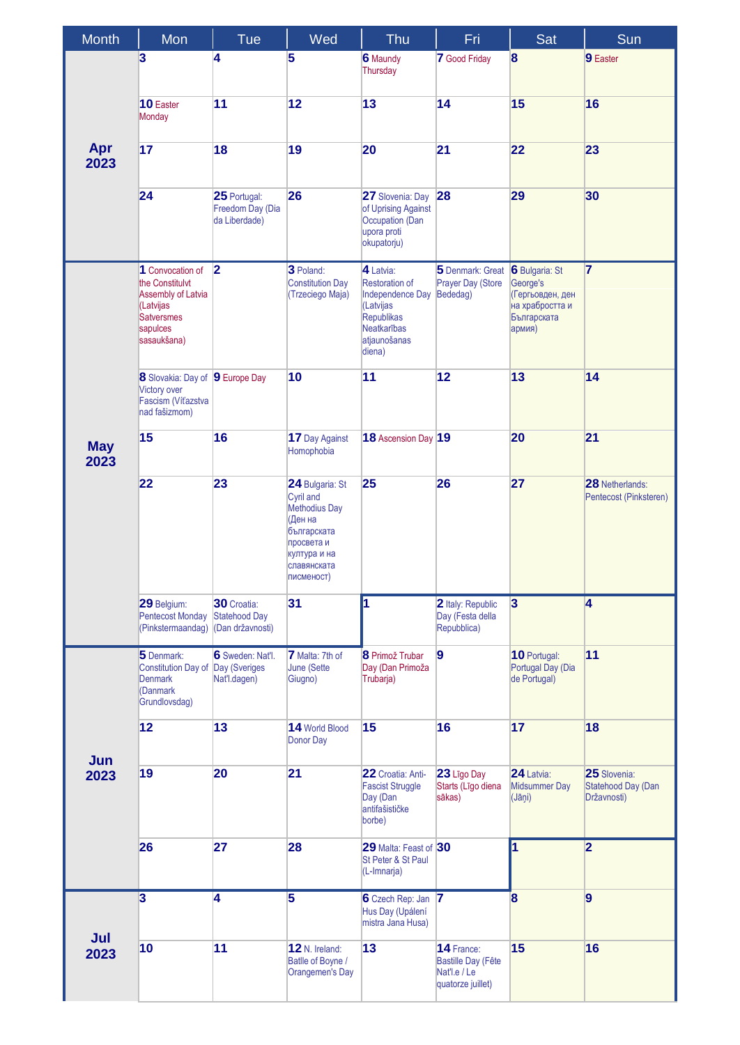| Month | Mon | Tue | Wed | Thu | Fri | Sat | Sun |
| --- | --- | --- | --- | --- | --- | --- | --- |
| Apr 2023 | 3 | 4 | 5 | 6 Maundy Thursday | 7 Good Friday | 8 | 9 Easter |
| | 10 Easter Monday | 11 | 12 | 13 | 14 | 15 | 16 |
| | 17 | 18 | 19 | 20 | 21 | 22 | 23 |
| | 24 | 25 Portugal: Freedom Day (Dia da Liberdade) | 26 | 27 Slovenia: Day of Uprising Against Occupation (Dan upora proti okupatorju) | 28 | 29 | 30 |
| May 2023 | 1 Convocation of the Constitulvt Assembly of Latvia (Latvijas Satversmes sapulces sasaukšana) | 2 | 3 Poland: Constitution Day (Trzeciego Maja) | 4 Latvia: Restoration of Independence Day (Latvijas Republikas Neatkarības atjaunošanas diena) | 5 Denmark: Great Prayer Day (Store Bededag) | 6 Bulgaria: St George's (Гергьовден, ден на храбростта и Българската армия) | 7 |
| | 8 Slovakia: Day of Victory over Fascism (Víťazstva nad fašizmom) | 9 Europe Day | 10 | 11 | 12 | 13 | 14 |
| | 15 | 16 | 17 Day Against Homophobia | 18 Ascension Day | 19 | 20 | 21 |
| | 22 | 23 | 24 Bulgaria: St Cyril and Methodius Day (Ден на българската просвета и култура и на славянската писменост) | 25 | 26 | 27 | 28 Netherlands: Pentecost (Pinksteren) |
| | 29 Belgium: Pentecost Monday (Pinkstermaandag) | 30 Croatia: Statehood Day (Dan državnosti) | 31 | 1 | 2 Italy: Republic Day (Festa della Repubblica) | 3 | 4 |
| Jun 2023 | 5 Denmark: Constitution Day of Denmark (Danmark Grundlovsdag) | 6 Sweden: Nat'l. Day (Sveriges Nat'l.dagen) | 7 Malta: 7th of June (Sette Giugno) | 8 Primož Trubar Day (Dan Primoža Trubarja) | 9 | 10 Portugal: Portugal Day (Dia de Portugal) | 11 |
| | 12 | 13 | 14 World Blood Donor Day | 15 | 16 | 17 | 18 |
| | 19 | 20 | 21 | 22 Croatia: Anti-Fascist Struggle Day (Dan antifašističke borbe) | 23 Līgo Day Starts (Līgo diena sākas) | 24 Latvia: Midsummer Day (Jāņi) | 25 Slovenia: Statehood Day (Dan Državnosti) |
| | 26 | 27 | 28 | 29 Malta: Feast of St Peter & St Paul (L-Imnarja) | 30 | 1 | 2 |
| Jul 2023 | 3 | 4 | 5 | 6 Czech Rep: Jan Hus Day (Upálení mistra Jana Husa) | 7 | 8 | 9 |
| | 10 | 11 | 12 N. Ireland: Batlle of Boyne / Orangemen's Day | 13 | 14 France: Bastille Day (Fête Nat'l.e / Le quatorze juillet) | 15 | 16 |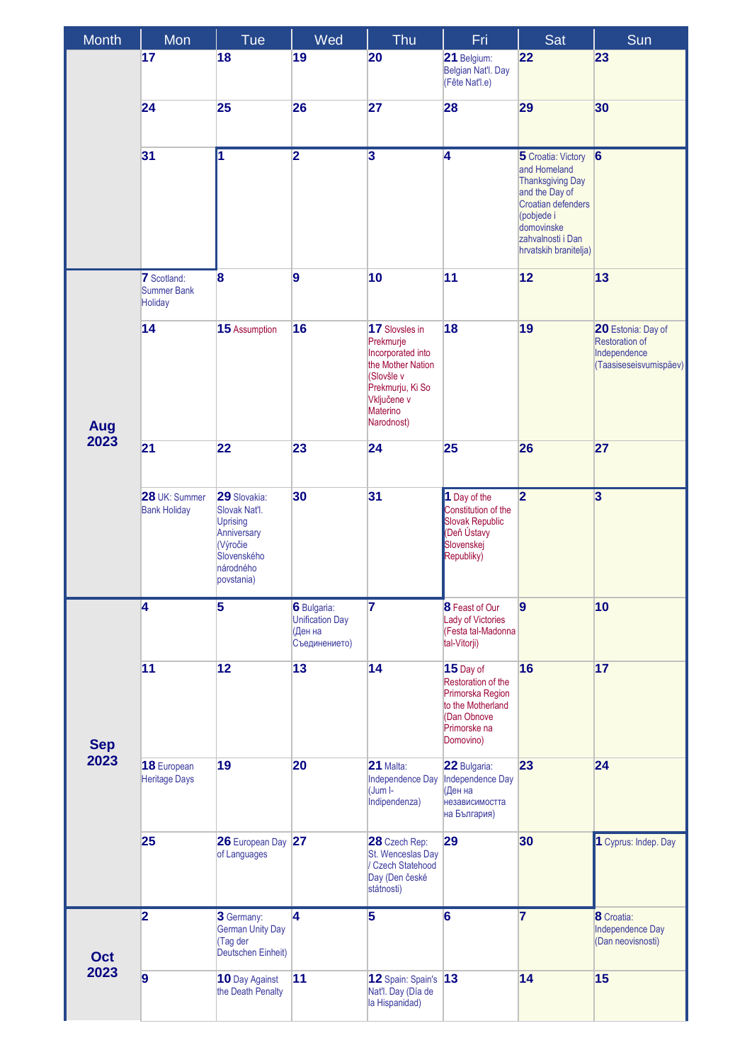| Month | Mon | Tue | Wed | Thu | Fri | Sat | Sun |
|---|---|---|---|---|---|---|---|
| | 17 | 18 | 19 | 20 | 21 Belgium: Belgian Nat'l. Day (Fête Nat'l.e) | 22 | 23 |
| | 24 | 25 | 26 | 27 | 28 | 29 | 30 |
| | 31 | 1 | 2 | 3 | 4 | 5 Croatia: Victory and Homeland Thanksgiving Day and the Day of Croatian defenders (pobjede i domovinske zahvalnosti i Dan hrvatskih branitelja) | 6 |
| Aug 2023 | 7 Scotland: Summer Bank Holiday | 8 | 9 | 10 | 11 | 12 | 13 |
| | 14 | 15 Assumption | 16 | 17 Slovsles in Prekmurje Incorporated into the Mother Nation (Slovšle v Prekmurju, Ki So Vključene v Materino Narodnost) | 18 | 19 | 20 Estonia: Day of Restoration of Independence (Taasiseseisvumispäev) |
| | 21 | 22 | 23 | 24 | 25 | 26 | 27 |
| | 28 UK: Summer Bank Holiday | 29 Slovakia: Slovak Nat'l. Uprising Anniversary (Výročie Slovenského národného povstania) | 30 | 31 | 1 Day of the Constitution of the Slovak Republic (Deň Ústavy Slovenskej Republiky) | 2 | 3 |
| Sep 2023 | 4 | 5 | 6 Bulgaria: Unification Day (Ден на Съединението) | 7 | 8 Feast of Our Lady of Victories (Festa tal-Madonna tal-Vitorji) | 9 | 10 |
| | 11 | 12 | 13 | 14 | 15 Day of Restoration of the Primorska Region to the Motherland (Dan Obnove Primorske na Domovino) | 16 | 17 |
| | 18 European Heritage Days | 19 | 20 | 21 Malta: Independence Day (Jum l-Indipendenza) | 22 Bulgaria: Independence Day (Ден на независимостта на България) | 23 | 24 |
| | 25 | 26 European Day of Languages | 27 | 28 Czech Rep: St. Wenceslas Day / Czech Statehood Day (Den české státnosti) | 29 | 30 | 1 Cyprus: Indep. Day |
| Oct 2023 | 2 | 3 Germany: German Unity Day (Tag der Deutschen Einheit) | 4 | 5 | 6 | 7 | 8 Croatia: Independence Day (Dan neovisnosti) |
| | 9 | 10 Day Against the Death Penalty | 11 | 12 Spain: Spain's Nat'l. Day (Día de la Hispanidad) | 13 | 14 | 15 |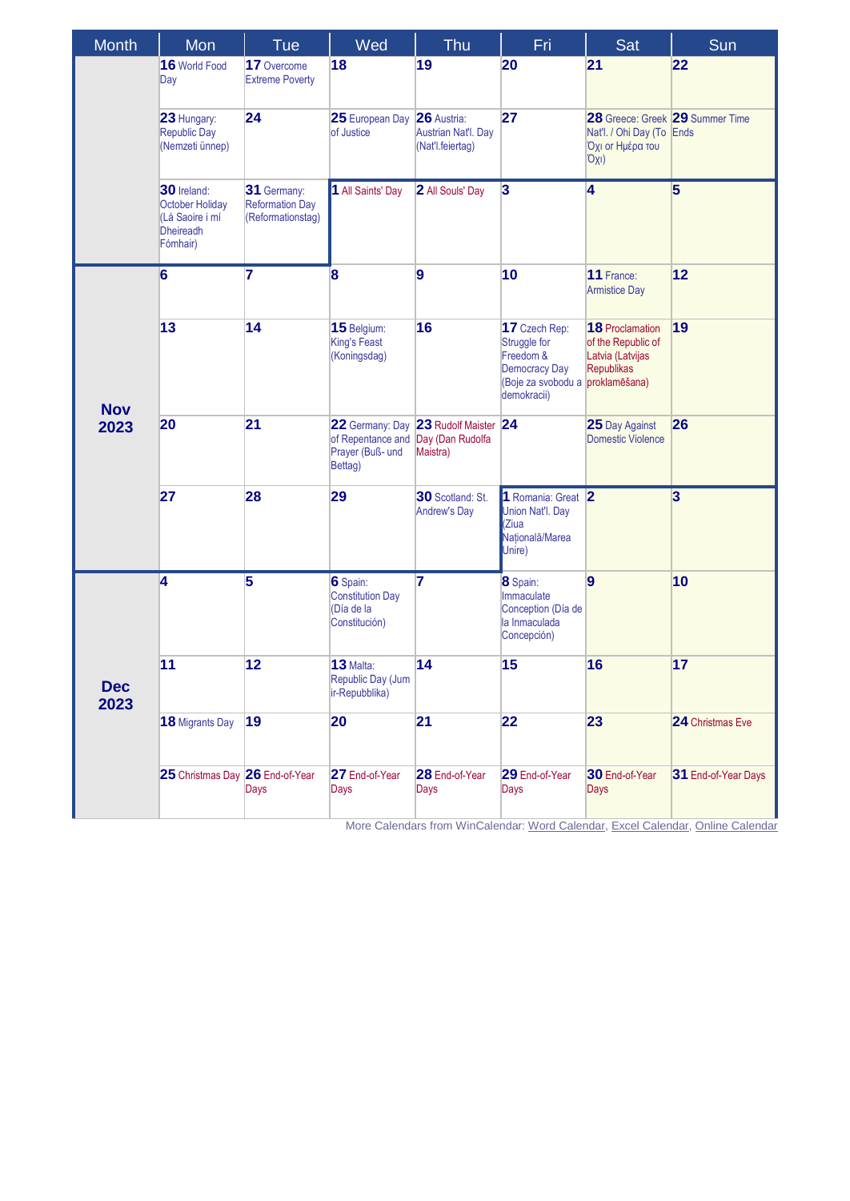| Month | Mon | Tue | Wed | Thu | Fri | Sat | Sun |
|---|---|---|---|---|---|---|---|
| | 16 World Food Day | 17 Overcome Extreme Poverty | 18 | 19 | 20 | 21 | 22 |
| | 23 Hungary: Republic Day (Nemzeti ünnep) | 24 | 25 European Day of Justice | 26 Austria: Austrian Nat'l. Day (Nat'l.feiertag) | 27 | 28 Greece: Greek Nat'l. / Ohi Day (To Όχι or Ημέρα του Όχι) | 29 Summer Time Ends |
| | 30 Ireland: October Holiday (Lá Saoire i mí Dheireadh Fómhair) | 31 Germany: Reformation Day (Reformationstag) | 1 All Saints' Day | 2 All Souls' Day | 3 | 4 | 5 |
| Nov 2023 | 6 | 7 | 8 | 9 | 10 | 11 France: Armistice Day | 12 |
| | 13 | 14 | 15 Belgium: King's Feast (Koningsdag) | 16 | 17 Czech Rep: Struggle for Freedom & Democracy Day (Boje za svobodu a demokracii) | 18 Proclamation of the Republic of Latvia (Latvijas Republikas proklamēšana) | 19 |
| | 20 | 21 | 22 Germany: Day of Repentance and Prayer (Buß- und Bettag) | 23 Rudolf Maister Day (Dan Rudolfa Maistra) | 24 | 25 Day Against Domestic Violence | 26 |
| | 27 | 28 | 29 | 30 Scotland: St. Andrew's Day | 1 Romania: Great Union Nat'l. Day (Ziua Națională/Marea Unire) | 2 | 3 |
| Dec 2023 | 4 | 5 | 6 Spain: Constitution Day (Día de la Constitución) | 7 | 8 Spain: Immaculate Conception (Día de la Inmaculada Concepción) | 9 | 10 |
| | 11 | 12 | 13 Malta: Republic Day (Jum ir-Repubblika) | 14 | 15 | 16 | 17 |
| | 18 Migrants Day | 19 | 20 | 21 | 22 | 23 | 24 Christmas Eve |
| | 25 Christmas Day | 26 End-of-Year Days | 27 End-of-Year Days | 28 End-of-Year Days | 29 End-of-Year Days | 30 End-of-Year Days | 31 End-of-Year Days |

More Calendars from WinCalendar: Word Calendar, Excel Calendar, Online Calendar